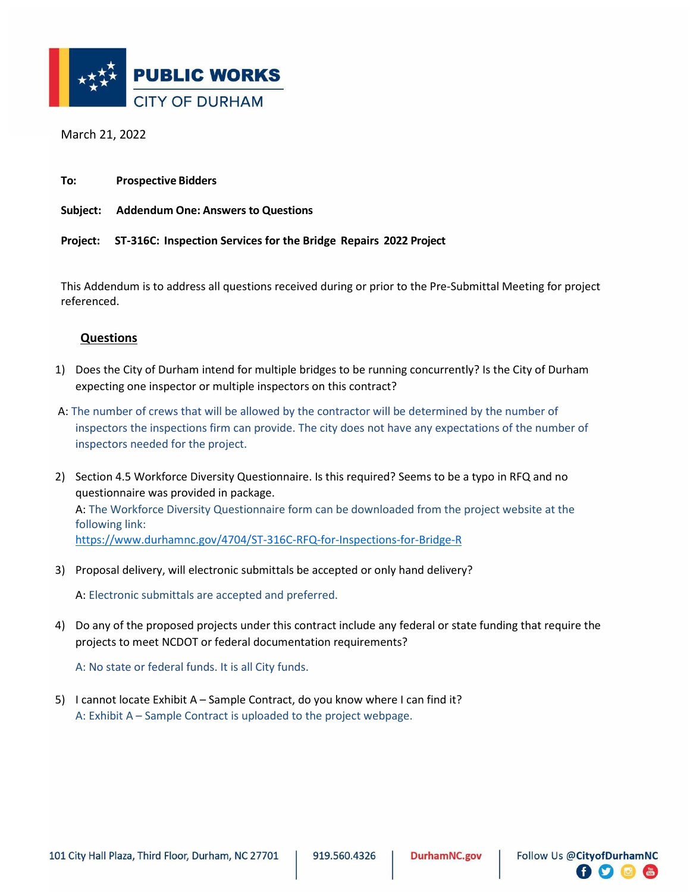**PUBLIC WORKS**
CITY OF DURHAM

March 21, 2022

**To:** **Prospective Bidders**

**Subject:** **Addendum One: Answers to Questions**

**Project:** **ST-316C: Inspection Services for the Bridge Repairs 2022 Project**

This Addendum is to address all questions received during or prior to the Pre-Submittal Meeting for project referenced.

## Questions

1) Does the City of Durham intend for multiple bridges to be running concurrently? Is the City of Durham expecting one inspector or multiple inspectors on this contract?

A: The number of crews that will be allowed by the contractor will be determined by the number of inspectors the inspections firm can provide. The city does not have any expectations of the number of inspectors needed for the project.

2) Section 4.5 Workforce Diversity Questionnaire. Is this required? Seems to be a typo in RFQ and no questionnaire was provided in package.

   A: The Workforce Diversity Questionnaire form can be downloaded from the project website at the following link: https://www.durhamnc.gov/4704/ST-316C-RFQ-for-Inspections-for-Bridge-R

3) Proposal delivery, will electronic submittals be accepted or only hand delivery?

   A: Electronic submittals are accepted and preferred.

4) Do any of the proposed projects under this contract include any federal or state funding that require the projects to meet NCDOT or federal documentation requirements?

   A: No state or federal funds. It is all City funds.

5) I cannot locate Exhibit A – Sample Contract, do you know where I can find it?

   A: Exhibit A – Sample Contract is uploaded to the project webpage.

101 City Hall Plaza, Third Floor, Durham, NC 27701 | 919.560.4326 | DurhamNC.gov | Follow Us @CityofDurhamNC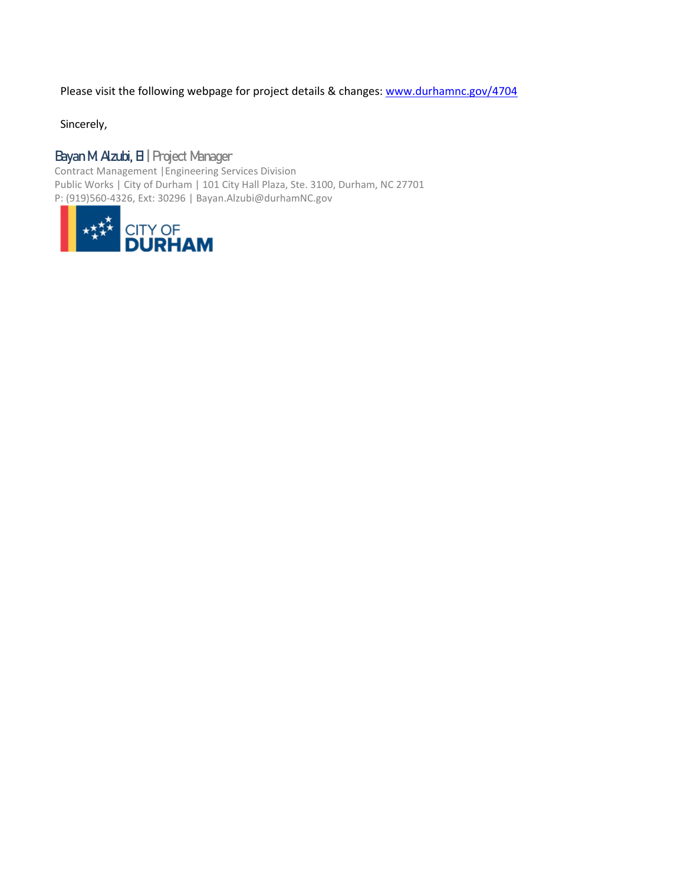Please visit the following webpage for project details & changes: [www.durhamnc.gov/4704](http://www.durhamnc.gov/4704)

Sincerely,

**Bayan M Alzubi, EI** | Project Manager
Contract Management |Engineering Services Division
Public Works | City of Durham | 101 City Hall Plaza, Ste. 3100, Durham, NC 27701
P: (919)560-4326, Ext: 30296 | Bayan.Alzubi@durhamNC.gov

CITY OF
DURHAM